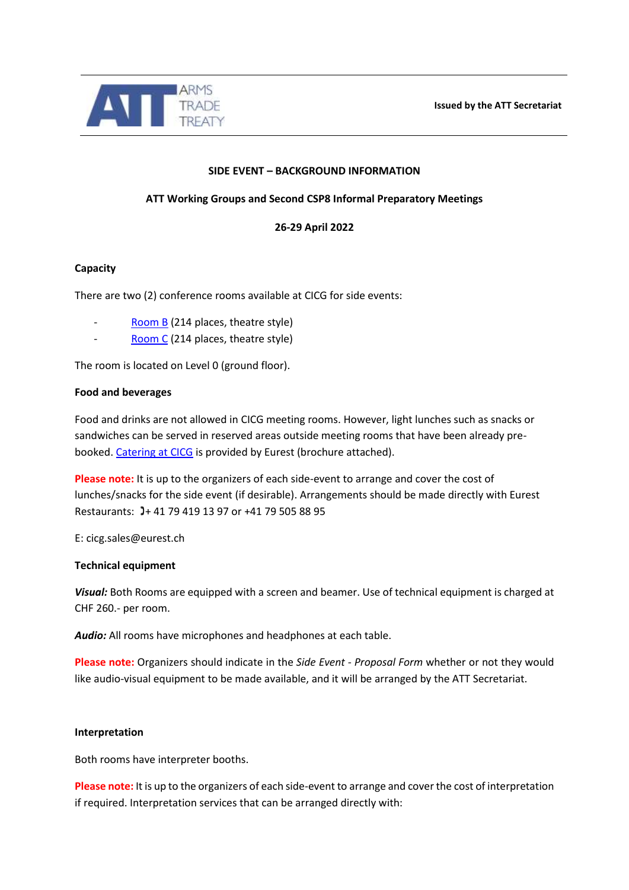ARMS TRADE TREATY

**Issued by the ATT Secretariat**

**SIDE EVENT – BACKGROUND INFORMATION**

**ATT Working Groups and Second CSP8 Informal Preparatory Meetings**

**26-29 April 2022**

**Capacity**

There are two (2) conference rooms available at CICG for side events:

- Room B (214 places, theatre style)
- Room C (214 places, theatre style)

The room is located on Level 0 (ground floor).

**Food and beverages**

Food and drinks are not allowed in CICG meeting rooms. However, light lunches such as snacks or sandwiches can be served in reserved areas outside meeting rooms that have been already pre-booked. Catering at CICG is provided by Eurest (brochure attached).

**Please note:** It is up to the organizers of each side-event to arrange and cover the cost of lunches/snacks for the side event (if desirable). Arrangements should be made directly with Eurest Restaurants: + 41 79 419 13 97 or +41 79 505 88 95

E: cicg.sales@eurest.ch

**Technical equipment**

***Visual:*** Both Rooms are equipped with a screen and beamer. Use of technical equipment is charged at CHF 260.- per room.

***Audio:*** All rooms have microphones and headphones at each table.

**Please note:** Organizers should indicate in the *Side Event - Proposal Form* whether or not they would like audio-visual equipment to be made available, and it will be arranged by the ATT Secretariat.

**Interpretation**

Both rooms have interpreter booths.

**Please note:** It is up to the organizers of each side-event to arrange and cover the cost of interpretation if required. Interpretation services that can be arranged directly with: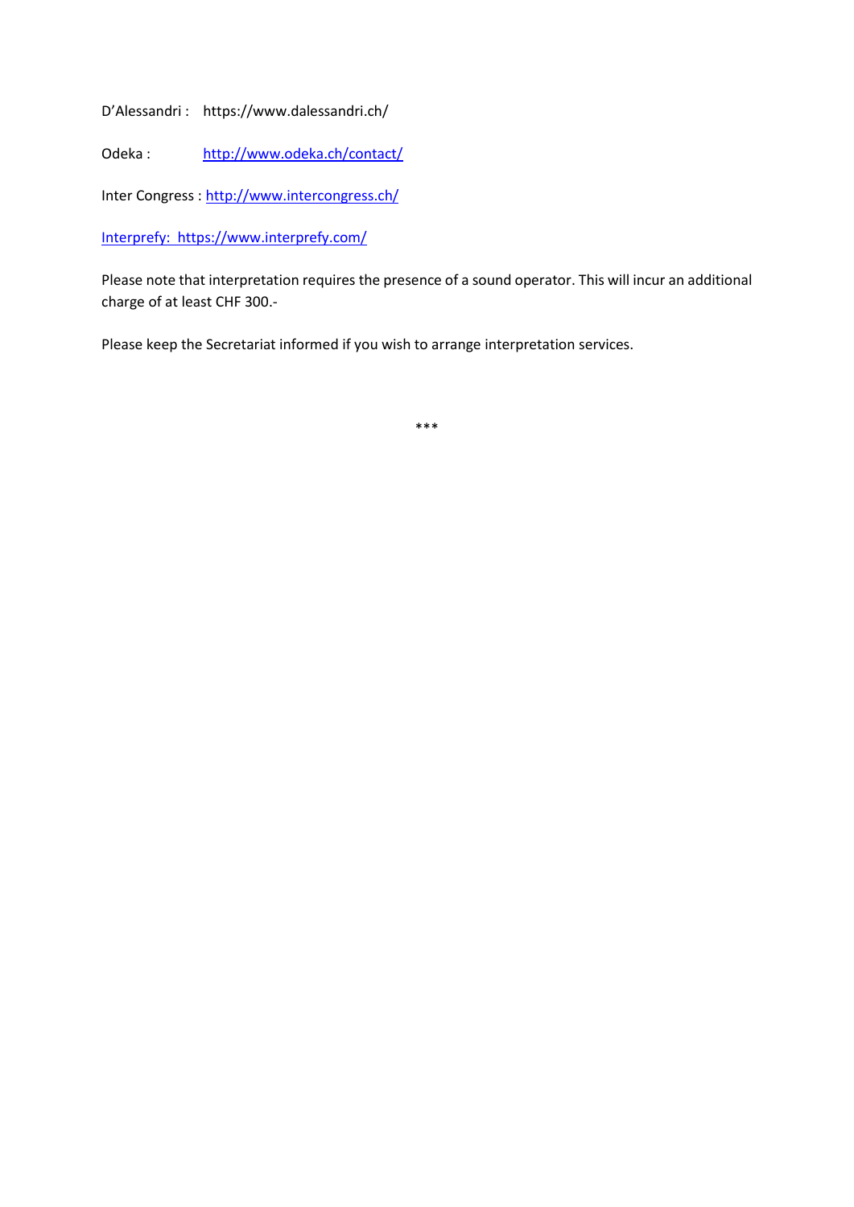D'Alessandri : https://www.dalessandri.ch/

Odeka : http://www.odeka.ch/contact/

Inter Congress : http://www.intercongress.ch/

Interprefy: https://www.interprefy.com/

Please note that interpretation requires the presence of a sound operator. This will incur an additional charge of at least CHF 300.-

Please keep the Secretariat informed if you wish to arrange interpretation services.

***